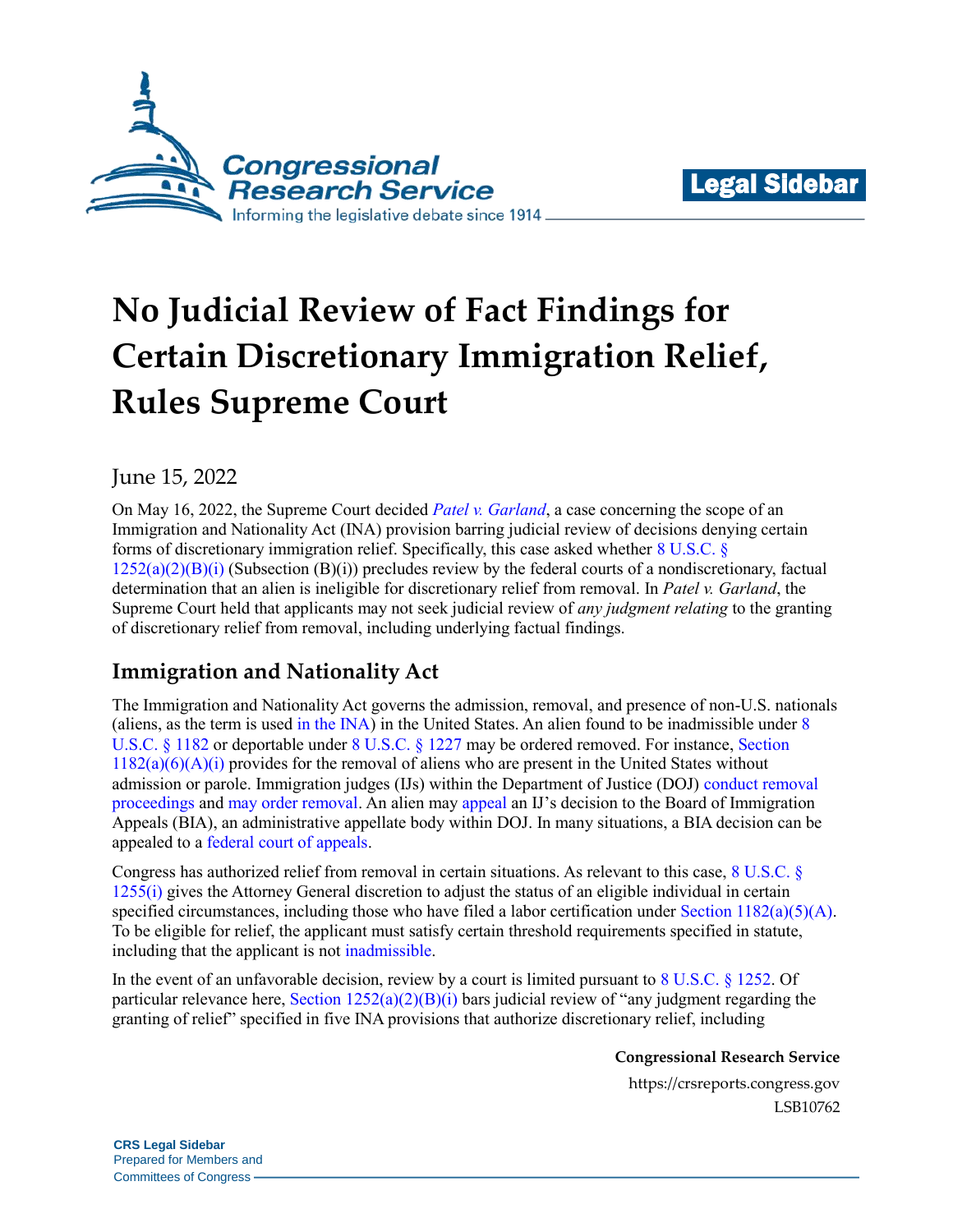# No Judicial Review of Fact Findings for Certain Discretionary Immigration Relief, Rules Supreme Court

June 15, 2022

On May 16, 2022, the Supreme Court decided *Patel v. Garland*, a case concerning the scope of an Immigration and Nationality Act (INA) provision barring judicial review of decisions denying certain forms of discretionary immigration relief. Specifically, this case asked whether 8 U.S.C. § 1252(a)(2)(B)(i) (Subsection (B)(i)) precludes review by the federal courts of a nondiscretionary, factual determination that an alien is ineligible for discretionary relief from removal. In *Patel v. Garland*, the Supreme Court held that applicants may not seek judicial review of *any judgment relating* to the granting of discretionary relief from removal, including underlying factual findings.

## Immigration and Nationality Act

The Immigration and Nationality Act governs the admission, removal, and presence of non-U.S. nationals (aliens, as the term is used in the INA) in the United States. An alien found to be inadmissible under 8 U.S.C. § 1182 or deportable under 8 U.S.C. § 1227 may be ordered removed. For instance, Section 1182(a)(6)(A)(i) provides for the removal of aliens who are present in the United States without admission or parole. Immigration judges (IJs) within the Department of Justice (DOJ) conduct removal proceedings and may order removal. An alien may appeal an IJ's decision to the Board of Immigration Appeals (BIA), an administrative appellate body within DOJ. In many situations, a BIA decision can be appealed to a federal court of appeals.

Congress has authorized relief from removal in certain situations. As relevant to this case, 8 U.S.C. § 1255(i) gives the Attorney General discretion to adjust the status of an eligible individual in certain specified circumstances, including those who have filed a labor certification under Section 1182(a)(5)(A). To be eligible for relief, the applicant must satisfy certain threshold requirements specified in statute, including that the applicant is not inadmissible.

In the event of an unfavorable decision, review by a court is limited pursuant to 8 U.S.C. § 1252. Of particular relevance here, Section 1252(a)(2)(B)(i) bars judicial review of "any judgment regarding the granting of relief" specified in five INA provisions that authorize discretionary relief, including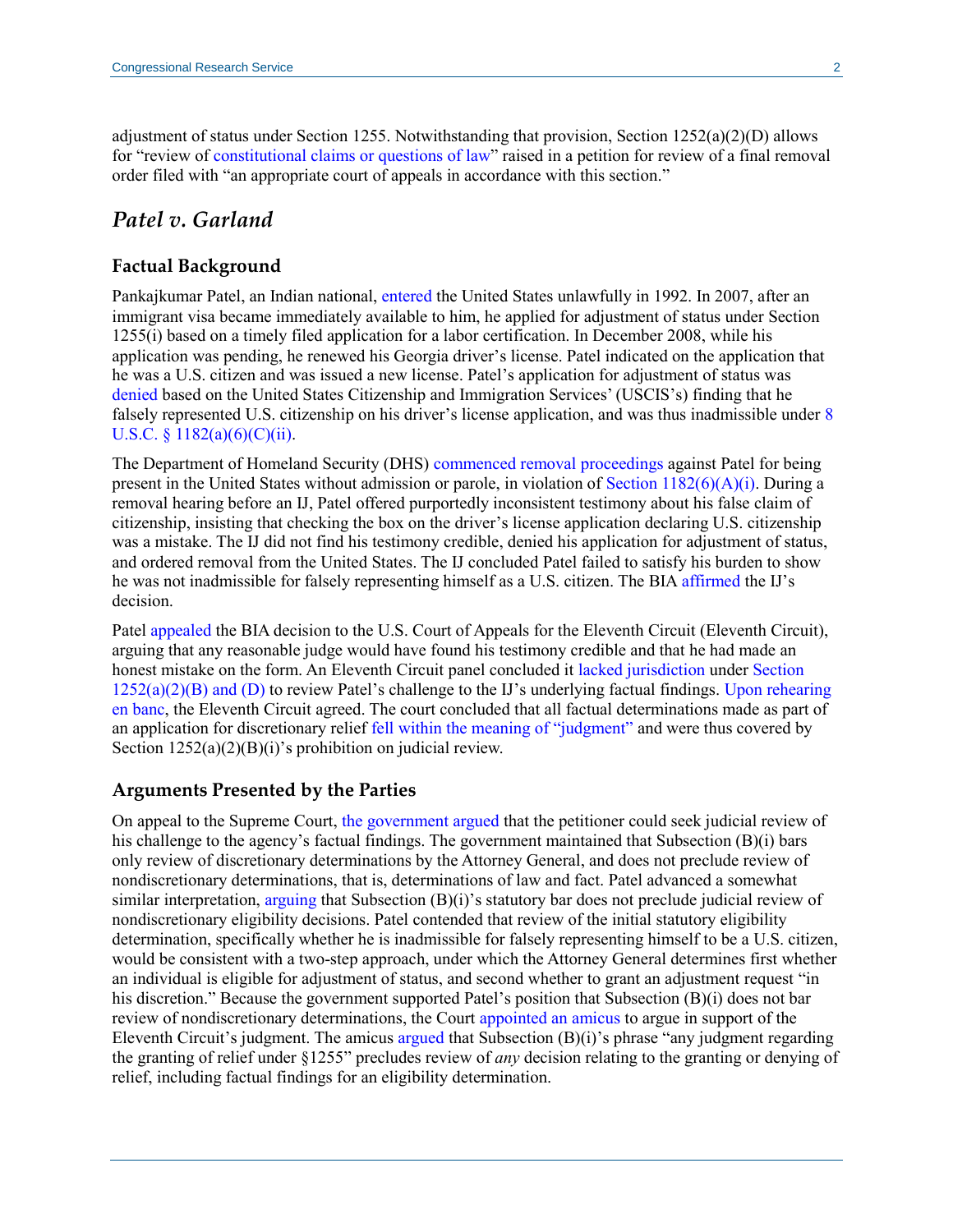adjustment of status under Section 1255. Notwithstanding that provision, Section 1252(a)(2)(D) allows for "review of constitutional claims or questions of law" raised in a petition for review of a final removal order filed with "an appropriate court of appeals in accordance with this section."

## *Patel v. Garland*

### Factual Background

Pankajkumar Patel, an Indian national, entered the United States unlawfully in 1992. In 2007, after an immigrant visa became immediately available to him, he applied for adjustment of status under Section 1255(i) based on a timely filed application for a labor certification. In December 2008, while his application was pending, he renewed his Georgia driver's license. Patel indicated on the application that he was a U.S. citizen and was issued a new license. Patel's application for adjustment of status was denied based on the United States Citizenship and Immigration Services' (USCIS's) finding that he falsely represented U.S. citizenship on his driver's license application, and was thus inadmissible under 8 U.S.C. § 1182(a)(6)(C)(ii).

The Department of Homeland Security (DHS) commenced removal proceedings against Patel for being present in the United States without admission or parole, in violation of Section 1182(6)(A)(i). During a removal hearing before an IJ, Patel offered purportedly inconsistent testimony about his false claim of citizenship, insisting that checking the box on the driver's license application declaring U.S. citizenship was a mistake. The IJ did not find his testimony credible, denied his application for adjustment of status, and ordered removal from the United States. The IJ concluded Patel failed to satisfy his burden to show he was not inadmissible for falsely representing himself as a U.S. citizen. The BIA affirmed the IJ's decision.

Patel appealed the BIA decision to the U.S. Court of Appeals for the Eleventh Circuit (Eleventh Circuit), arguing that any reasonable judge would have found his testimony credible and that he had made an honest mistake on the form. An Eleventh Circuit panel concluded it lacked jurisdiction under Section 1252(a)(2)(B) and (D) to review Patel's challenge to the IJ's underlying factual findings. Upon rehearing en banc, the Eleventh Circuit agreed. The court concluded that all factual determinations made as part of an application for discretionary relief fell within the meaning of "judgment" and were thus covered by Section 1252(a)(2)(B)(i)'s prohibition on judicial review.

### Arguments Presented by the Parties

On appeal to the Supreme Court, the government argued that the petitioner could seek judicial review of his challenge to the agency's factual findings. The government maintained that Subsection (B)(i) bars only review of discretionary determinations by the Attorney General, and does not preclude review of nondiscretionary determinations, that is, determinations of law and fact. Patel advanced a somewhat similar interpretation, arguing that Subsection (B)(i)'s statutory bar does not preclude judicial review of nondiscretionary eligibility decisions. Patel contended that review of the initial statutory eligibility determination, specifically whether he is inadmissible for falsely representing himself to be a U.S. citizen, would be consistent with a two-step approach, under which the Attorney General determines first whether an individual is eligible for adjustment of status, and second whether to grant an adjustment request "in his discretion." Because the government supported Patel's position that Subsection (B)(i) does not bar review of nondiscretionary determinations, the Court appointed an amicus to argue in support of the Eleventh Circuit's judgment. The amicus argued that Subsection (B)(i)'s phrase "any judgment regarding the granting of relief under §1255" precludes review of *any* decision relating to the granting or denying of relief, including factual findings for an eligibility determination.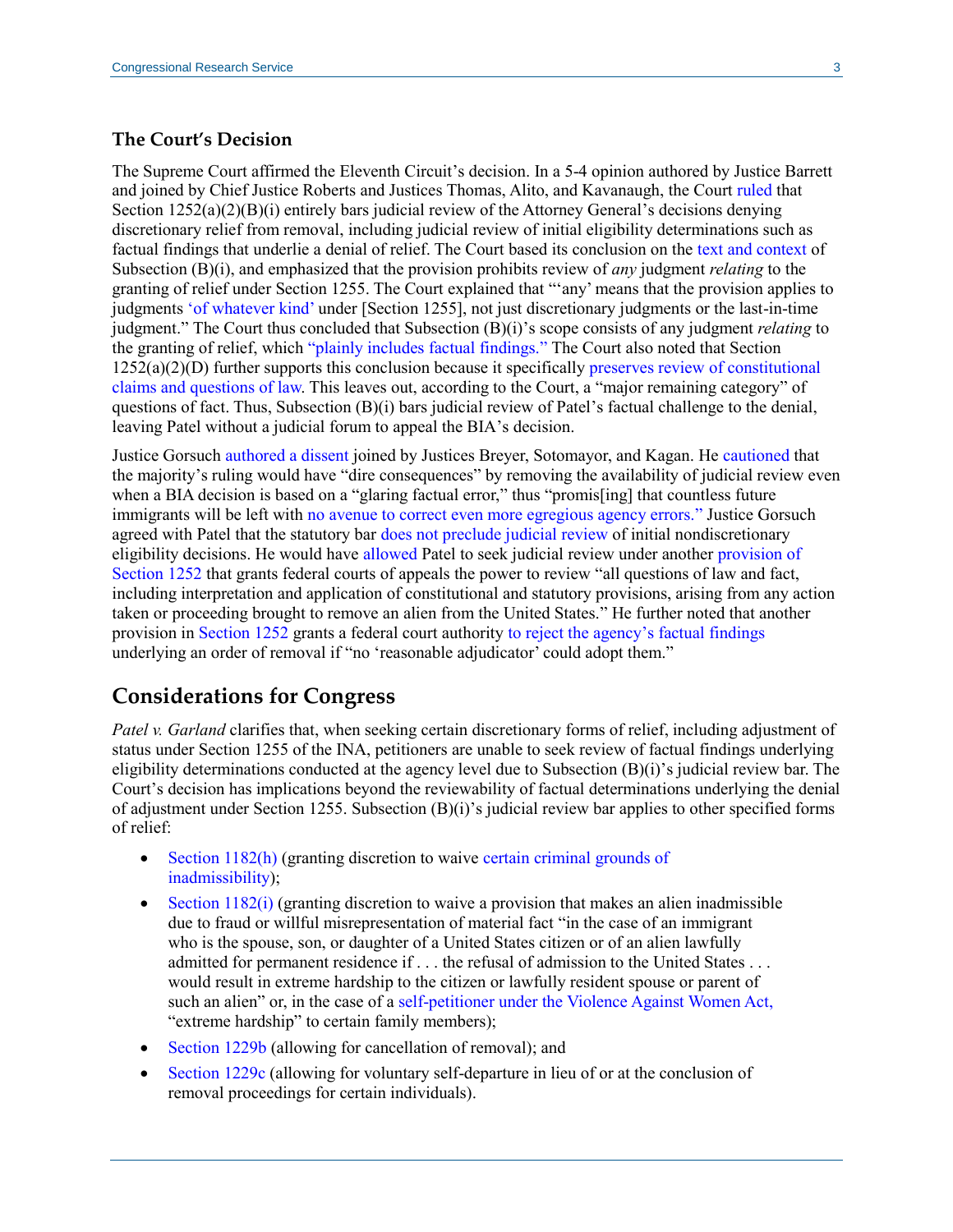### The Court's Decision

The Supreme Court affirmed the Eleventh Circuit's decision. In a 5-4 opinion authored by Justice Barrett and joined by Chief Justice Roberts and Justices Thomas, Alito, and Kavanaugh, the Court ruled that Section 1252(a)(2)(B)(i) entirely bars judicial review of the Attorney General's decisions denying discretionary relief from removal, including judicial review of initial eligibility determinations such as factual findings that underlie a denial of relief. The Court based its conclusion on the text and context of Subsection (B)(i), and emphasized that the provision prohibits review of *any* judgment *relating* to the granting of relief under Section 1255. The Court explained that "'any' means that the provision applies to judgments 'of whatever kind' under [Section 1255], not just discretionary judgments or the last-in-time judgment." The Court thus concluded that Subsection (B)(i)'s scope consists of any judgment *relating* to the granting of relief, which "plainly includes factual findings." The Court also noted that Section 1252(a)(2)(D) further supports this conclusion because it specifically preserves review of constitutional claims and questions of law. This leaves out, according to the Court, a "major remaining category" of questions of fact. Thus, Subsection (B)(i) bars judicial review of Patel's factual challenge to the denial, leaving Patel without a judicial forum to appeal the BIA's decision.

Justice Gorsuch authored a dissent joined by Justices Breyer, Sotomayor, and Kagan. He cautioned that the majority's ruling would have "dire consequences" by removing the availability of judicial review even when a BIA decision is based on a "glaring factual error," thus "promis[ing] that countless future immigrants will be left with no avenue to correct even more egregious agency errors." Justice Gorsuch agreed with Patel that the statutory bar does not preclude judicial review of initial nondiscretionary eligibility decisions. He would have allowed Patel to seek judicial review under another provision of Section 1252 that grants federal courts of appeals the power to review "all questions of law and fact, including interpretation and application of constitutional and statutory provisions, arising from any action taken or proceeding brought to remove an alien from the United States." He further noted that another provision in Section 1252 grants a federal court authority to reject the agency's factual findings underlying an order of removal if "no 'reasonable adjudicator' could adopt them."

## Considerations for Congress

*Patel v. Garland* clarifies that, when seeking certain discretionary forms of relief, including adjustment of status under Section 1255 of the INA, petitioners are unable to seek review of factual findings underlying eligibility determinations conducted at the agency level due to Subsection (B)(i)'s judicial review bar. The Court's decision has implications beyond the reviewability of factual determinations underlying the denial of adjustment under Section 1255. Subsection (B)(i)'s judicial review bar applies to other specified forms of relief:

- Section 1182(h) (granting discretion to waive certain criminal grounds of inadmissibility);
- Section 1182(i) (granting discretion to waive a provision that makes an alien inadmissible due to fraud or willful misrepresentation of material fact "in the case of an immigrant who is the spouse, son, or daughter of a United States citizen or of an alien lawfully admitted for permanent residence if . . . the refusal of admission to the United States . . . would result in extreme hardship to the citizen or lawfully resident spouse or parent of such an alien" or, in the case of a self-petitioner under the Violence Against Women Act, "extreme hardship" to certain family members);
- Section 1229b (allowing for cancellation of removal); and
- Section 1229c (allowing for voluntary self-departure in lieu of or at the conclusion of removal proceedings for certain individuals).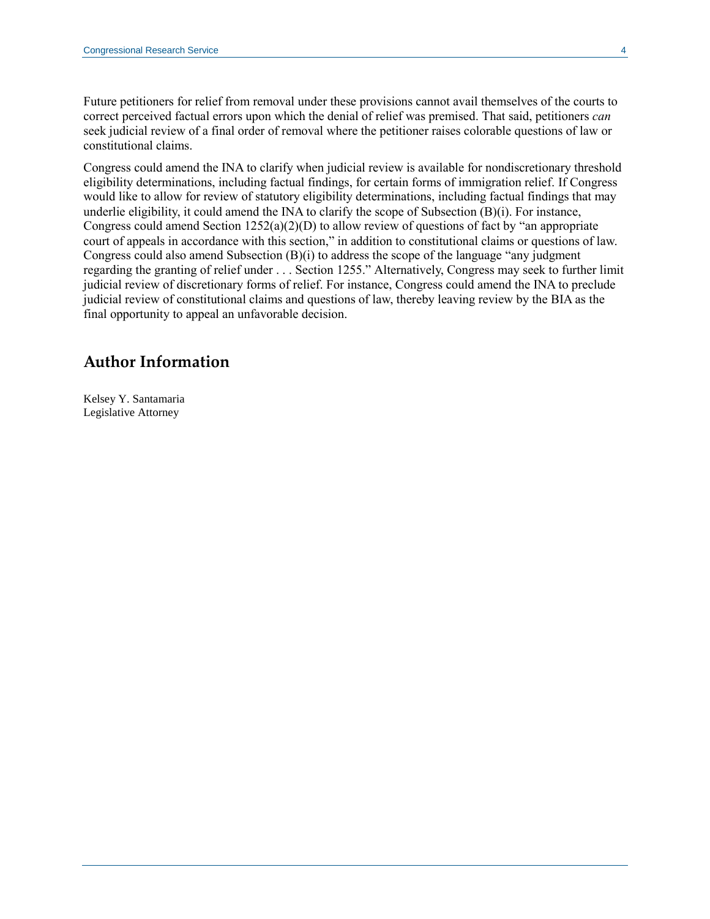Future petitioners for relief from removal under these provisions cannot avail themselves of the courts to correct perceived factual errors upon which the denial of relief was premised. That said, petitioners *can* seek judicial review of a final order of removal where the petitioner raises colorable questions of law or constitutional claims.

Congress could amend the INA to clarify when judicial review is available for nondiscretionary threshold eligibility determinations, including factual findings, for certain forms of immigration relief. If Congress would like to allow for review of statutory eligibility determinations, including factual findings that may underlie eligibility, it could amend the INA to clarify the scope of Subsection (B)(i). For instance, Congress could amend Section 1252(a)(2)(D) to allow review of questions of fact by "an appropriate court of appeals in accordance with this section," in addition to constitutional claims or questions of law. Congress could also amend Subsection (B)(i) to address the scope of the language "any judgment regarding the granting of relief under . . . Section 1255." Alternatively, Congress may seek to further limit judicial review of discretionary forms of relief. For instance, Congress could amend the INA to preclude judicial review of constitutional claims and questions of law, thereby leaving review by the BIA as the final opportunity to appeal an unfavorable decision.

## Author Information

Kelsey Y. Santamaria
Legislative Attorney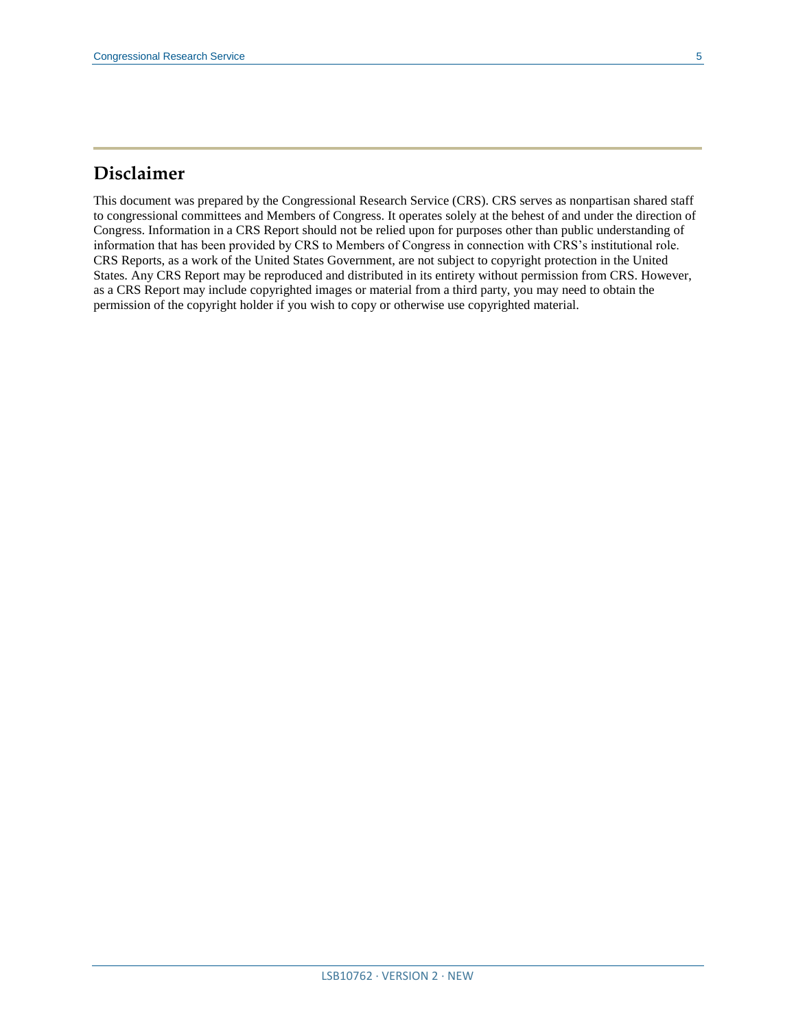## Disclaimer

This document was prepared by the Congressional Research Service (CRS). CRS serves as nonpartisan shared staff to congressional committees and Members of Congress. It operates solely at the behest of and under the direction of Congress. Information in a CRS Report should not be relied upon for purposes other than public understanding of information that has been provided by CRS to Members of Congress in connection with CRS's institutional role. CRS Reports, as a work of the United States Government, are not subject to copyright protection in the United States. Any CRS Report may be reproduced and distributed in its entirety without permission from CRS. However, as a CRS Report may include copyrighted images or material from a third party, you may need to obtain the permission of the copyright holder if you wish to copy or otherwise use copyrighted material.